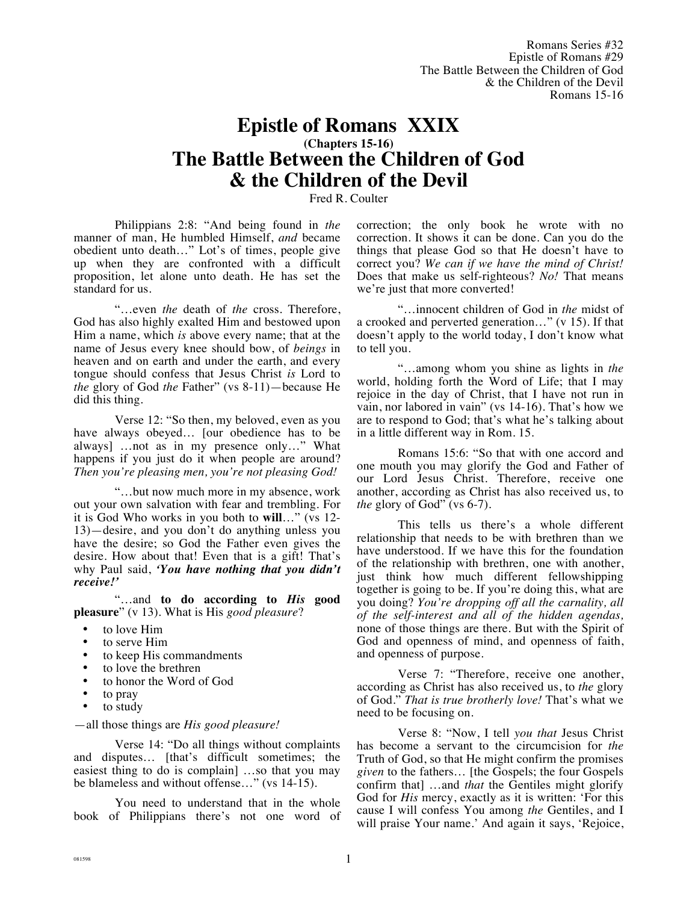Romans Series #32
Epistle of Romans #29
The Battle Between the Children of God
& the Children of the Devil
Romans 15-16

# Epistle of Romans XXIX
### (Chapters 15-16)
# The Battle Between the Children of God & the Children of the Devil

Fred R. Coulter

Philippians 2:8: "And being found in *the* manner of man, He humbled Himself, *and* became obedient unto death…" Lot's of times, people give up when they are confronted with a difficult proposition, let alone unto death. He has set the standard for us.

"…even *the* death of *the* cross. Therefore, God has also highly exalted Him and bestowed upon Him a name, which *is* above every name; that at the name of Jesus every knee should bow, of *beings* in heaven and on earth and under the earth, and every tongue should confess that Jesus Christ *is* Lord to *the* glory of God *the* Father" (vs 8-11)—because He did this thing.

Verse 12: "So then, my beloved, even as you have always obeyed… [our obedience has to be always] …not as in my presence only…" What happens if you just do it when people are around? *Then you're pleasing men, you're not pleasing God!*

"…but now much more in my absence, work out your own salvation with fear and trembling. For it is God Who works in you both to **will**…" (vs 12-13)—desire, and you don't do anything unless you have the desire; so God the Father even gives the desire. How about that! Even that is a gift! That's why Paul said, ***'You have nothing that you didn't receive!'***

"…and **to do according to *His* good pleasure**" (v 13). What is His *good pleasure*?

- to love Him
- to serve Him
- to keep His commandments
- to love the brethren
- to honor the Word of God
- to pray
- to study

—all those things are *His good pleasure!*

Verse 14: "Do all things without complaints and disputes… [that's difficult sometimes; the easiest thing to do is complain] …so that you may be blameless and without offense…" (vs 14-15).

You need to understand that in the whole book of Philippians there's not one word of correction; the only book he wrote with no correction. It shows it can be done. Can you do the things that please God so that He doesn't have to correct you? *We can if we have the mind of Christ!* Does that make us self-righteous? *No!* That means we're just that more converted!

"…innocent children of God in *the* midst of a crooked and perverted generation…" (v 15). If that doesn't apply to the world today, I don't know what to tell you.

"…among whom you shine as lights in *the* world, holding forth the Word of Life; that I may rejoice in the day of Christ, that I have not run in vain, nor labored in vain" (vs 14-16). That's how we are to respond to God; that's what he's talking about in a little different way in Rom. 15.

Romans 15:6: "So that with one accord and one mouth you may glorify the God and Father of our Lord Jesus Christ. Therefore, receive one another, according as Christ has also received us, to *the* glory of God" (vs 6-7).

This tells us there's a whole different relationship that needs to be with brethren than we have understood. If we have this for the foundation of the relationship with brethren, one with another, just think how much different fellowshipping together is going to be. If you're doing this, what are you doing? *You're dropping off all the carnality, all of the self-interest and all of the hidden agendas,* none of those things are there. But with the Spirit of God and openness of mind, and openness of faith, and openness of purpose.

Verse 7: "Therefore, receive one another, according as Christ has also received us, to *the* glory of God." *That is true brotherly love!* That's what we need to be focusing on.

Verse 8: "Now, I tell *you that* Jesus Christ has become a servant to the circumcision for *the* Truth of God, so that He might confirm the promises *given* to the fathers… [the Gospels; the four Gospels confirm that] …and *that* the Gentiles might glorify God for *His* mercy, exactly as it is written: 'For this cause I will confess You among *the* Gentiles, and I will praise Your name.' And again it says, 'Rejoice,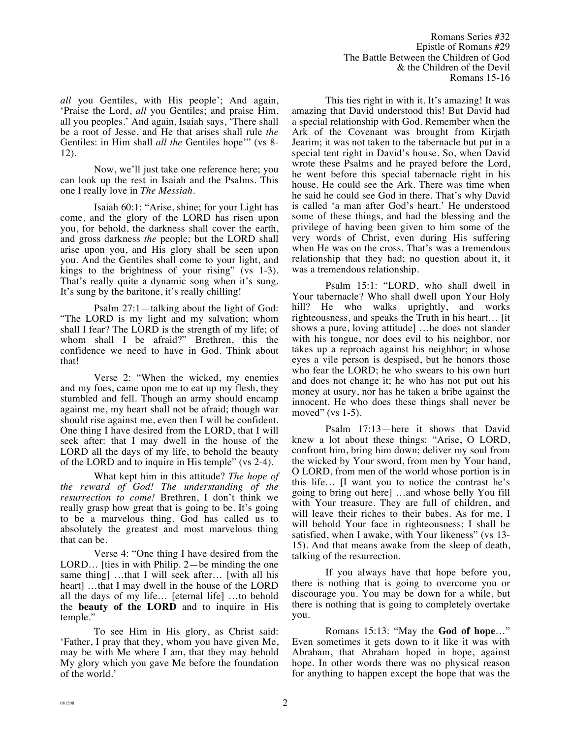*all* you Gentiles, with His people'; And again, 'Praise the Lord, *all* you Gentiles; and praise Him, all you peoples.' And again, Isaiah says, 'There shall be a root of Jesse, and He that arises shall rule *the* Gentiles: in Him shall *all the* Gentiles hope'" (vs 8-12).

Now, we'll just take one reference here; you can look up the rest in Isaiah and the Psalms. This one I really love in *The Messiah*.

Isaiah 60:1: "Arise, shine; for your Light has come, and the glory of the LORD has risen upon you, for behold, the darkness shall cover the earth, and gross darkness *the* people; but the LORD shall arise upon you, and His glory shall be seen upon you. And the Gentiles shall come to your light, and kings to the brightness of your rising" (vs 1-3). That's really quite a dynamic song when it's sung. It's sung by the baritone, it's really chilling!

Psalm 27:1—talking about the light of God: "The LORD is my light and my salvation; whom shall I fear? The LORD is the strength of my life; of whom shall I be afraid?" Brethren, this the confidence we need to have in God. Think about that!

Verse 2: "When the wicked, my enemies and my foes, came upon me to eat up my flesh, they stumbled and fell. Though an army should encamp against me, my heart shall not be afraid; though war should rise against me, even then I will be confident. One thing I have desired from the LORD, that I will seek after: that I may dwell in the house of the LORD all the days of my life, to behold the beauty of the LORD and to inquire in His temple" (vs 2-4).

What kept him in this attitude? *The hope of the reward of God! The understanding of the resurrection to come!* Brethren, I don't think we really grasp how great that is going to be. It's going to be a marvelous thing. God has called us to absolutely the greatest and most marvelous thing that can be.

Verse 4: "One thing I have desired from the LORD… [ties in with Philip. 2—be minding the one same thing] …that I will seek after… [with all his heart] …that I may dwell in the house of the LORD all the days of my life… [eternal life] …to behold the **beauty of the LORD** and to inquire in His temple."

To see Him in His glory, as Christ said: 'Father, I pray that they, whom you have given Me, may be with Me where I am, that they may behold My glory which you gave Me before the foundation of the world.'

This ties right in with it. It's amazing! It was amazing that David understood this! But David had a special relationship with God. Remember when the Ark of the Covenant was brought from Kirjath Jearim; it was not taken to the tabernacle but put in a special tent right in David's house. So, when David wrote these Psalms and he prayed before the Lord, he went before this special tabernacle right in his house. He could see the Ark. There was time when he said he could see God in there. That's why David is called 'a man after God's heart.' He understood some of these things, and had the blessing and the privilege of having been given to him some of the very words of Christ, even during His suffering when He was on the cross. That's was a tremendous relationship that they had; no question about it, it was a tremendous relationship.

Psalm 15:1: "LORD, who shall dwell in Your tabernacle? Who shall dwell upon Your Holy hill? He who walks uprightly, and works righteousness, and speaks the Truth in his heart… [it shows a pure, loving attitude] …he does not slander with his tongue, nor does evil to his neighbor, nor takes up a reproach against his neighbor; in whose eyes a vile person is despised, but he honors those who fear the LORD; he who swears to his own hurt and does not change it; he who has not put out his money at usury, nor has he taken a bribe against the innocent. He who does these things shall never be moved" (vs 1-5).

Psalm 17:13—here it shows that David knew a lot about these things: "Arise, O LORD, confront him, bring him down; deliver my soul from the wicked by Your sword, from men by Your hand, O LORD, from men of the world whose portion is in this life… [I want you to notice the contrast he's going to bring out here] …and whose belly You fill with Your treasure. They are full of children, and will leave their riches to their babes. As for me, I will behold Your face in righteousness; I shall be satisfied, when I awake, with Your likeness" (vs 13-15). And that means awake from the sleep of death, talking of the resurrection.

If you always have that hope before you, there is nothing that is going to overcome you or discourage you. You may be down for a while, but there is nothing that is going to completely overtake you.

Romans 15:13: "May the **God of hope**…" Even sometimes it gets down to it like it was with Abraham, that Abraham hoped in hope, against hope. In other words there was no physical reason for anything to happen except the hope that was the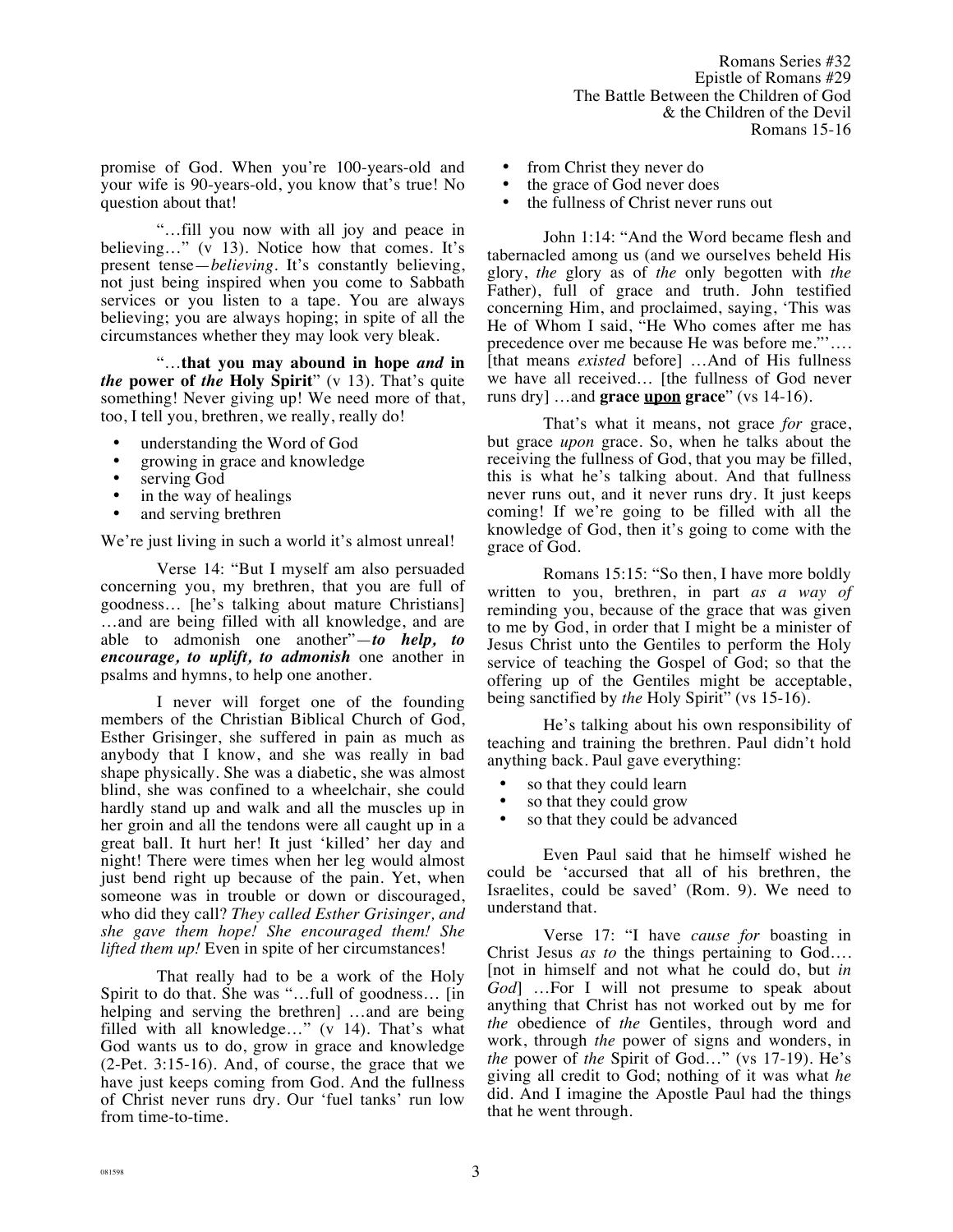promise of God. When you're 100-years-old and your wife is 90-years-old, you know that's true! No question about that!

"…fill you now with all joy and peace in believing…" (v 13). Notice how that comes. It's present tense—*believing*. It's constantly believing, not just being inspired when you come to Sabbath services or you listen to a tape. You are always believing; you are always hoping; in spite of all the circumstances whether they may look very bleak.

"…**that you may abound in hope *and* in *the* power of *the* Holy Spirit**" (v 13). That's quite something! Never giving up! We need more of that, too, I tell you, brethren, we really, really do!

- understanding the Word of God
- growing in grace and knowledge
- serving God
- in the way of healings
- and serving brethren

We're just living in such a world it's almost unreal!

Verse 14: "But I myself am also persuaded concerning you, my brethren, that you are full of goodness… [he's talking about mature Christians] …and are being filled with all knowledge, and are able to admonish one another"—***to help, to encourage, to uplift, to admonish*** one another in psalms and hymns, to help one another.

I never will forget one of the founding members of the Christian Biblical Church of God, Esther Grisinger, she suffered in pain as much as anybody that I know, and she was really in bad shape physically. She was a diabetic, she was almost blind, she was confined to a wheelchair, she could hardly stand up and walk and all the muscles up in her groin and all the tendons were all caught up in a great ball. It hurt her! It just 'killed' her day and night! There were times when her leg would almost just bend right up because of the pain. Yet, when someone was in trouble or down or discouraged, who did they call? *They called Esther Grisinger, and she gave them hope! She encouraged them! She lifted them up!* Even in spite of her circumstances!

That really had to be a work of the Holy Spirit to do that. She was "…full of goodness… [in helping and serving the brethren] …and are being filled with all knowledge…" (v 14). That's what God wants us to do, grow in grace and knowledge (2-Pet. 3:15-16). And, of course, the grace that we have just keeps coming from God. And the fullness of Christ never runs dry. Our 'fuel tanks' run low from time-to-time.

- from Christ they never do
- the grace of God never does
- the fullness of Christ never runs out

John 1:14: "And the Word became flesh and tabernacled among us (and we ourselves beheld His glory, *the* glory as of *the* only begotten with *the* Father), full of grace and truth. John testified concerning Him, and proclaimed, saying, 'This was He of Whom I said, "He Who comes after me has precedence over me because He was before me."'…. [that means *existed* before] …And of His fullness we have all received… [the fullness of God never runs dry] …and **grace <u>upon</u> grace**" (vs 14-16).

That's what it means, not grace *for* grace, but grace *upon* grace. So, when he talks about the receiving the fullness of God, that you may be filled, this is what he's talking about. And that fullness never runs out, and it never runs dry. It just keeps coming! If we're going to be filled with all the knowledge of God, then it's going to come with the grace of God.

Romans 15:15: "So then, I have more boldly written to you, brethren, in part *as a way of* reminding you, because of the grace that was given to me by God, in order that I might be a minister of Jesus Christ unto the Gentiles to perform the Holy service of teaching the Gospel of God; so that the offering up of the Gentiles might be acceptable, being sanctified by *the* Holy Spirit" (vs 15-16).

He's talking about his own responsibility of teaching and training the brethren. Paul didn't hold anything back. Paul gave everything:

- so that they could learn
- so that they could grow
- so that they could be advanced

Even Paul said that he himself wished he could be 'accursed that all of his brethren, the Israelites, could be saved' (Rom. 9). We need to understand that.

Verse 17: "I have *cause for* boasting in Christ Jesus *as to* the things pertaining to God…. [not in himself and not what he could do, but *in God*] …For I will not presume to speak about anything that Christ has not worked out by me for *the* obedience of *the* Gentiles, through word and work, through *the* power of signs and wonders, in *the* power of *the* Spirit of God…" (vs 17-19). He's giving all credit to God; nothing of it was what *he* did. And I imagine the Apostle Paul had the things that he went through.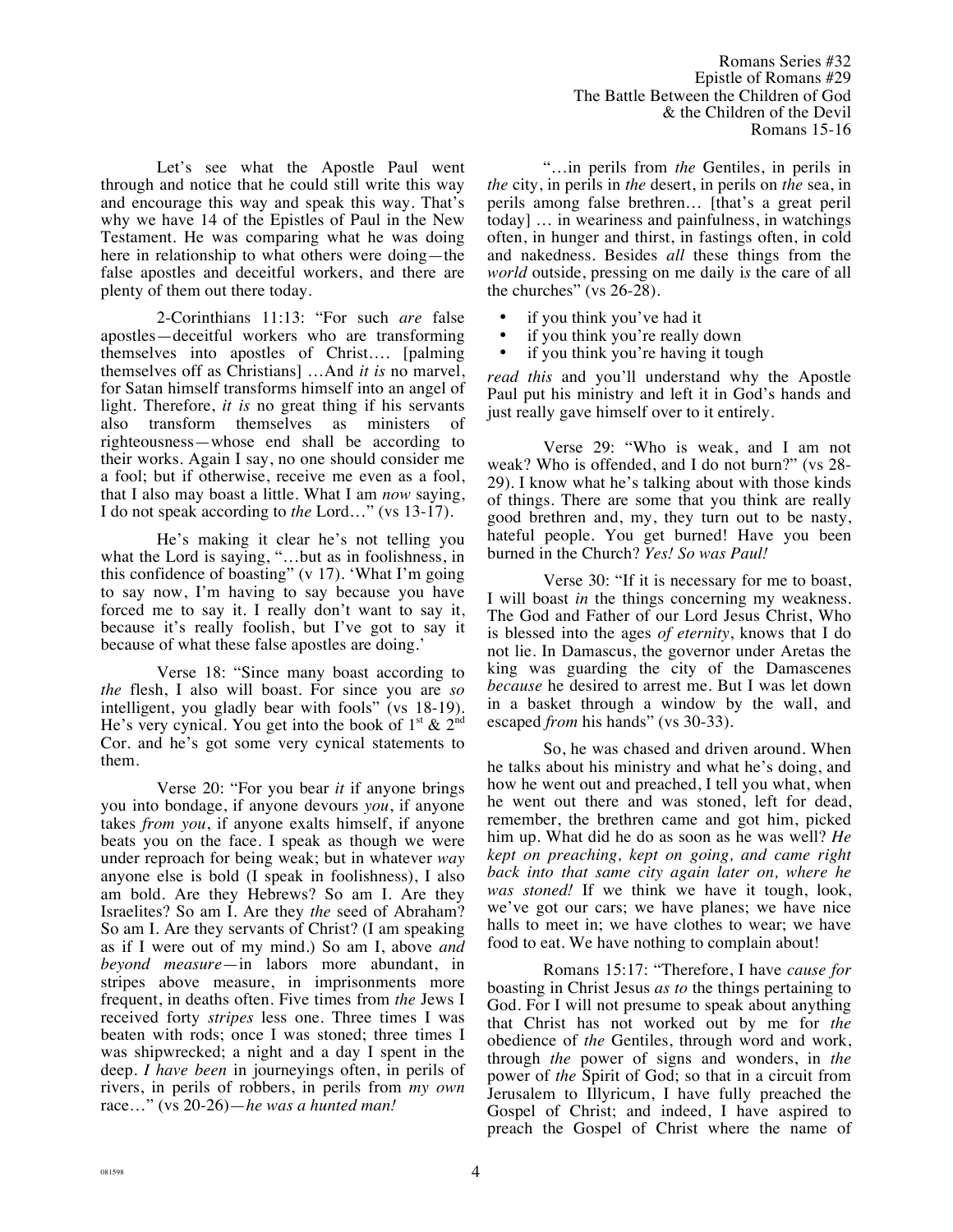Let's see what the Apostle Paul went through and notice that he could still write this way and encourage this way and speak this way. That's why we have 14 of the Epistles of Paul in the New Testament. He was comparing what he was doing here in relationship to what others were doing—the false apostles and deceitful workers, and there are plenty of them out there today.

2-Corinthians 11:13: "For such *are* false apostles—deceitful workers who are transforming themselves into apostles of Christ.... [palming themselves off as Christians] …And *it is* no marvel, for Satan himself transforms himself into an angel of light. Therefore, *it is* no great thing if his servants also transform themselves as ministers of righteousness—whose end shall be according to their works. Again I say, no one should consider me a fool; but if otherwise, receive me even as a fool, that I also may boast a little. What I am *now* saying, I do not speak according to *the* Lord…" (vs 13-17).

He's making it clear he's not telling you what the Lord is saying, "…but as in foolishness, in this confidence of boasting" (v 17). 'What I'm going to say now, I'm having to say because you have forced me to say it. I really don't want to say it, because it's really foolish, but I've got to say it because of what these false apostles are doing.'

Verse 18: "Since many boast according to *the* flesh, I also will boast. For since you are *so* intelligent, you gladly bear with fools" (vs 18-19). He's very cynical. You get into the book of 1st & 2nd Cor. and he's got some very cynical statements to them.

Verse 20: "For you bear *it* if anyone brings you into bondage, if anyone devours *you*, if anyone takes *from you*, if anyone exalts himself, if anyone beats you on the face. I speak as though we were under reproach for being weak; but in whatever *way* anyone else is bold (I speak in foolishness), I also am bold. Are they Hebrews? So am I. Are they Israelites? So am I. Are they *the* seed of Abraham? So am I. Are they servants of Christ? (I am speaking as if I were out of my mind.) So am I, above *and beyond measure*—in labors more abundant, in stripes above measure, in imprisonments more frequent, in deaths often. Five times from *the* Jews I received forty *stripes* less one. Three times I was beaten with rods; once I was stoned; three times I was shipwrecked; a night and a day I spent in the deep. *I have been* in journeyings often, in perils of rivers, in perils of robbers, in perils from *my own* race…" (vs 20-26)—*he was a hunted man!*

"…in perils from *the* Gentiles, in perils in *the* city, in perils in *the* desert, in perils on *the* sea, in perils among false brethren… [that's a great peril today] … in weariness and painfulness, in watchings often, in hunger and thirst, in fastings often, in cold and nakedness. Besides *all* these things from the *world* outside, pressing on me daily i*s* the care of all the churches" (vs 26-28).

- if you think you've had it
- if you think you're really down
- if you think you're having it tough

*read this* and you'll understand why the Apostle Paul put his ministry and left it in God's hands and just really gave himself over to it entirely.

Verse 29: "Who is weak, and I am not weak? Who is offended, and I do not burn?" (vs 28-29). I know what he's talking about with those kinds of things. There are some that you think are really good brethren and, my, they turn out to be nasty, hateful people. You get burned! Have you been burned in the Church? *Yes! So was Paul!*

Verse 30: "If it is necessary for me to boast, I will boast *in* the things concerning my weakness. The God and Father of our Lord Jesus Christ, Who is blessed into the ages *of eternity*, knows that I do not lie. In Damascus, the governor under Aretas the king was guarding the city of the Damascenes *because* he desired to arrest me. But I was let down in a basket through a window by the wall, and escaped *from* his hands" (vs 30-33).

So, he was chased and driven around. When he talks about his ministry and what he's doing, and how he went out and preached, I tell you what, when he went out there and was stoned, left for dead, remember, the brethren came and got him, picked him up. What did he do as soon as he was well? *He kept on preaching, kept on going, and came right back into that same city again later on, where he was stoned!* If we think we have it tough, look, we've got our cars; we have planes; we have nice halls to meet in; we have clothes to wear; we have food to eat. We have nothing to complain about!

Romans 15:17: "Therefore, I have *cause for* boasting in Christ Jesus *as to* the things pertaining to God. For I will not presume to speak about anything that Christ has not worked out by me for *the* obedience of *the* Gentiles, through word and work, through *the* power of signs and wonders, in *the* power of *the* Spirit of God; so that in a circuit from Jerusalem to Illyricum, I have fully preached the Gospel of Christ; and indeed, I have aspired to preach the Gospel of Christ where the name of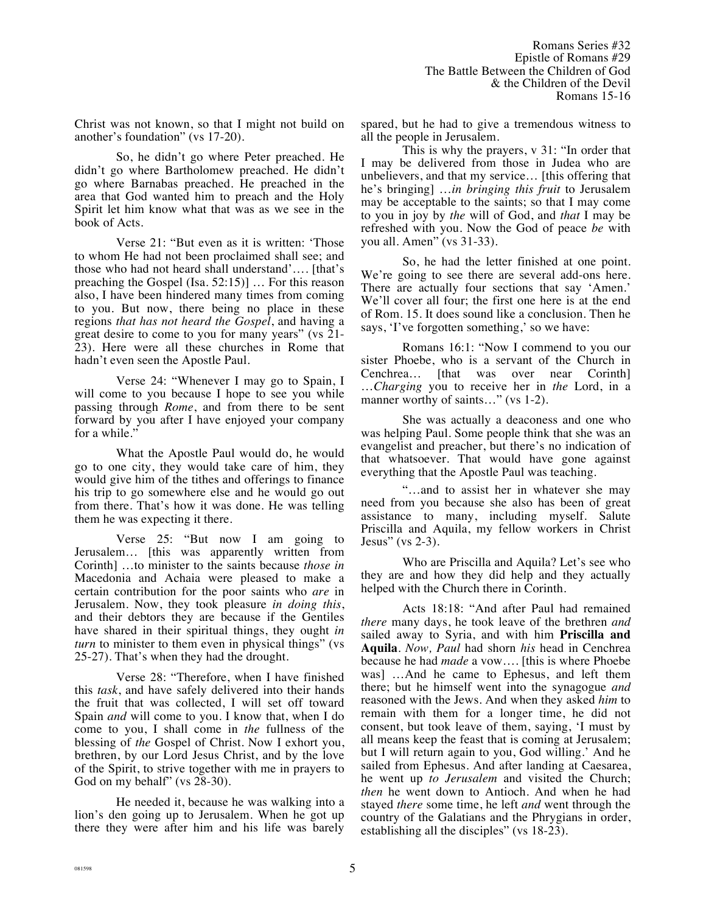Christ was not known, so that I might not build on another's foundation" (vs 17-20).

So, he didn't go where Peter preached. He didn't go where Bartholomew preached. He didn't go where Barnabas preached. He preached in the area that God wanted him to preach and the Holy Spirit let him know what that was as we see in the book of Acts.

Verse 21: "But even as it is written: 'Those to whom He had not been proclaimed shall see; and those who had not heard shall understand'…. [that's preaching the Gospel (Isa. 52:15)] … For this reason also, I have been hindered many times from coming to you. But now, there being no place in these regions *that has not heard the Gospel*, and having a great desire to come to you for many years" (vs 21-23). Here were all these churches in Rome that hadn't even seen the Apostle Paul.

Verse 24: "Whenever I may go to Spain, I will come to you because I hope to see you while passing through *Rome*, and from there to be sent forward by you after I have enjoyed your company for a while."

What the Apostle Paul would do, he would go to one city, they would take care of him, they would give him of the tithes and offerings to finance his trip to go somewhere else and he would go out from there. That's how it was done. He was telling them he was expecting it there.

Verse 25: "But now I am going to Jerusalem… [this was apparently written from Corinth] …to minister to the saints because *those in* Macedonia and Achaia were pleased to make a certain contribution for the poor saints who *are* in Jerusalem. Now, they took pleasure *in doing this*, and their debtors they are because if the Gentiles have shared in their spiritual things, they ought *in turn* to minister to them even in physical things" (vs 25-27). That's when they had the drought.

Verse 28: "Therefore, when I have finished this *task*, and have safely delivered into their hands the fruit that was collected, I will set off toward Spain *and* will come to you. I know that, when I do come to you, I shall come in *the* fullness of the blessing of *the* Gospel of Christ. Now I exhort you, brethren, by our Lord Jesus Christ, and by the love of the Spirit, to strive together with me in prayers to God on my behalf" (vs 28-30).

He needed it, because he was walking into a lion's den going up to Jerusalem. When he got up there they were after him and his life was barely spared, but he had to give a tremendous witness to all the people in Jerusalem.

This is why the prayers, v 31: "In order that I may be delivered from those in Judea who are unbelievers, and that my service… [this offering that he's bringing] …*in bringing this fruit* to Jerusalem may be acceptable to the saints; so that I may come to you in joy by *the* will of God, and *that* I may be refreshed with you. Now the God of peace *be* with you all. Amen" (vs 31-33).

So, he had the letter finished at one point. We're going to see there are several add-ons here. There are actually four sections that say 'Amen.' We'll cover all four; the first one here is at the end of Rom. 15. It does sound like a conclusion. Then he says, 'I've forgotten something,' so we have:

Romans 16:1: "Now I commend to you our sister Phoebe, who is a servant of the Church in Cenchrea… [that was over near Corinth] …*Charging* you to receive her in *the* Lord, in a manner worthy of saints…" (vs 1-2).

She was actually a deaconess and one who was helping Paul. Some people think that she was an evangelist and preacher, but there's no indication of that whatsoever. That would have gone against everything that the Apostle Paul was teaching.

"…and to assist her in whatever she may need from you because she also has been of great assistance to many, including myself. Salute Priscilla and Aquila, my fellow workers in Christ Jesus" (vs 2-3).

Who are Priscilla and Aquila? Let's see who they are and how they did help and they actually helped with the Church there in Corinth.

Acts 18:18: "And after Paul had remained *there* many days, he took leave of the brethren *and* sailed away to Syria, and with him **Priscilla and Aquila**. *Now, Paul* had shorn *his* head in Cenchrea because he had *made* a vow…. [this is where Phoebe was] …And he came to Ephesus, and left them there; but he himself went into the synagogue *and* reasoned with the Jews. And when they asked *him* to remain with them for a longer time, he did not consent, but took leave of them, saying, 'I must by all means keep the feast that is coming at Jerusalem; but I will return again to you, God willing.' And he sailed from Ephesus. And after landing at Caesarea, he went up *to Jerusalem* and visited the Church; *then* he went down to Antioch. And when he had stayed *there* some time, he left *and* went through the country of the Galatians and the Phrygians in order, establishing all the disciples" (vs 18-23).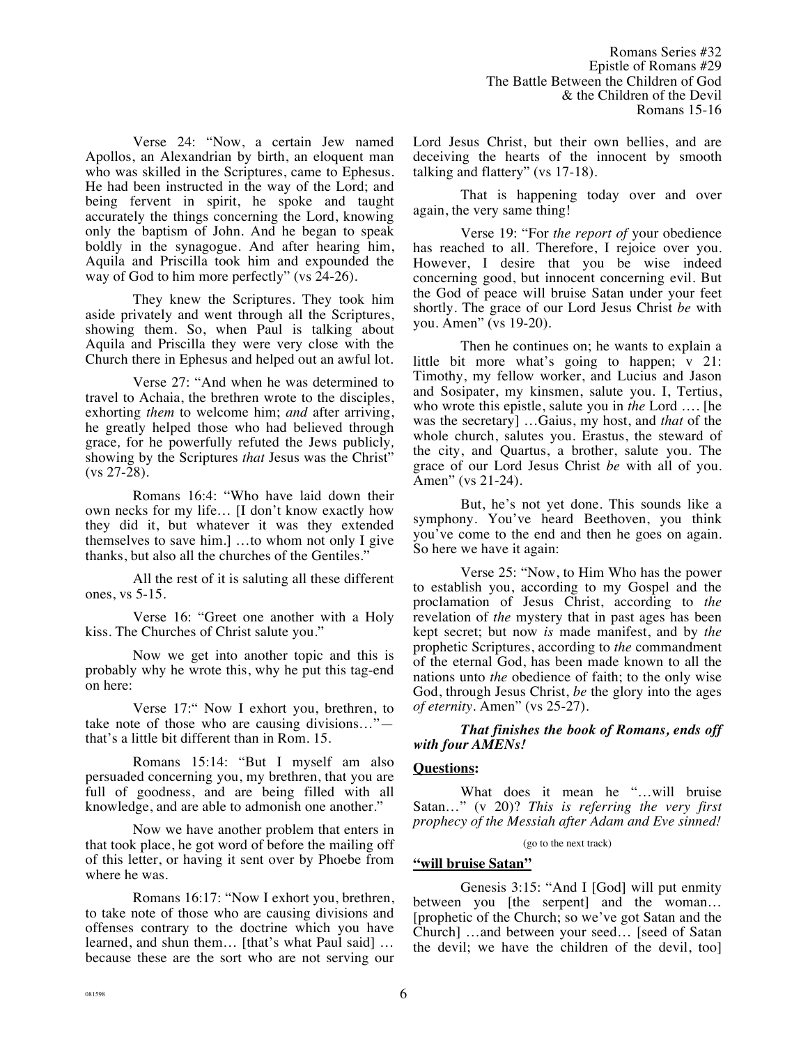Verse 24: "Now, a certain Jew named Apollos, an Alexandrian by birth, an eloquent man who was skilled in the Scriptures, came to Ephesus. He had been instructed in the way of the Lord; and being fervent in spirit, he spoke and taught accurately the things concerning the Lord, knowing only the baptism of John. And he began to speak boldly in the synagogue. And after hearing him, Aquila and Priscilla took him and expounded the way of God to him more perfectly" (vs 24-26).

They knew the Scriptures. They took him aside privately and went through all the Scriptures, showing them. So, when Paul is talking about Aquila and Priscilla they were very close with the Church there in Ephesus and helped out an awful lot.

Verse 27: "And when he was determined to travel to Achaia, the brethren wrote to the disciples, exhorting *them* to welcome him; *and* after arriving, he greatly helped those who had believed through grace, for he powerfully refuted the Jews publicly, showing by the Scriptures *that* Jesus was the Christ" (vs 27-28).

Romans 16:4: "Who have laid down their own necks for my life… [I don't know exactly how they did it, but whatever it was they extended themselves to save him.] …to whom not only I give thanks, but also all the churches of the Gentiles."

All the rest of it is saluting all these different ones, vs 5-15.

Verse 16: "Greet one another with a Holy kiss. The Churches of Christ salute you."

Now we get into another topic and this is probably why he wrote this, why he put this tag-end on here:

Verse 17:" Now I exhort you, brethren, to take note of those who are causing divisions…"—that's a little bit different than in Rom. 15.

Romans 15:14: "But I myself am also persuaded concerning you, my brethren, that you are full of goodness, and are being filled with all knowledge, and are able to admonish one another."

Now we have another problem that enters in that took place, he got word of before the mailing off of this letter, or having it sent over by Phoebe from where he was.

Romans 16:17: "Now I exhort you, brethren, to take note of those who are causing divisions and offenses contrary to the doctrine which you have learned, and shun them… [that's what Paul said] …because these are the sort who are not serving our Lord Jesus Christ, but their own bellies, and are deceiving the hearts of the innocent by smooth talking and flattery" (vs 17-18).

That is happening today over and over again, the very same thing!

Verse 19: "For *the report of* your obedience has reached to all. Therefore, I rejoice over you. However, I desire that you be wise indeed concerning good, but innocent concerning evil. But the God of peace will bruise Satan under your feet shortly. The grace of our Lord Jesus Christ *be* with you. Amen" (vs 19-20).

Then he continues on; he wants to explain a little bit more what's going to happen; v 21: Timothy, my fellow worker, and Lucius and Jason and Sosipater, my kinsmen, salute you. I, Tertius, who wrote this epistle, salute you in *the* Lord …. [he was the secretary] …Gaius, my host, and *that* of the whole church, salutes you. Erastus, the steward of the city, and Quartus, a brother, salute you. The grace of our Lord Jesus Christ *be* with all of you. Amen" (vs 21-24).

But, he's not yet done. This sounds like a symphony. You've heard Beethoven, you think you've come to the end and then he goes on again. So here we have it again:

Verse 25: "Now, to Him Who has the power to establish you, according to my Gospel and the proclamation of Jesus Christ, according to *the* revelation of *the* mystery that in past ages has been kept secret; but now *is* made manifest, and by *the* prophetic Scriptures, according to *the* commandment of the eternal God, has been made known to all the nations unto *the* obedience of faith; to the only wise God, through Jesus Christ, *be* the glory into the ages *of eternity*. Amen" (vs 25-27).

***That finishes the book of Romans, ends off with four AMENs!***

**Questions:**

What does it mean he "…will bruise Satan…" (v 20)? *This is referring the very first prophecy of the Messiah after Adam and Eve sinned!*

(go to the next track)

**"will bruise Satan"**

Genesis 3:15: "And I [God] will put enmity between you [the serpent] and the woman… [prophetic of the Church; so we've got Satan and the Church] …and between your seed… [seed of Satan the devil; we have the children of the devil, too]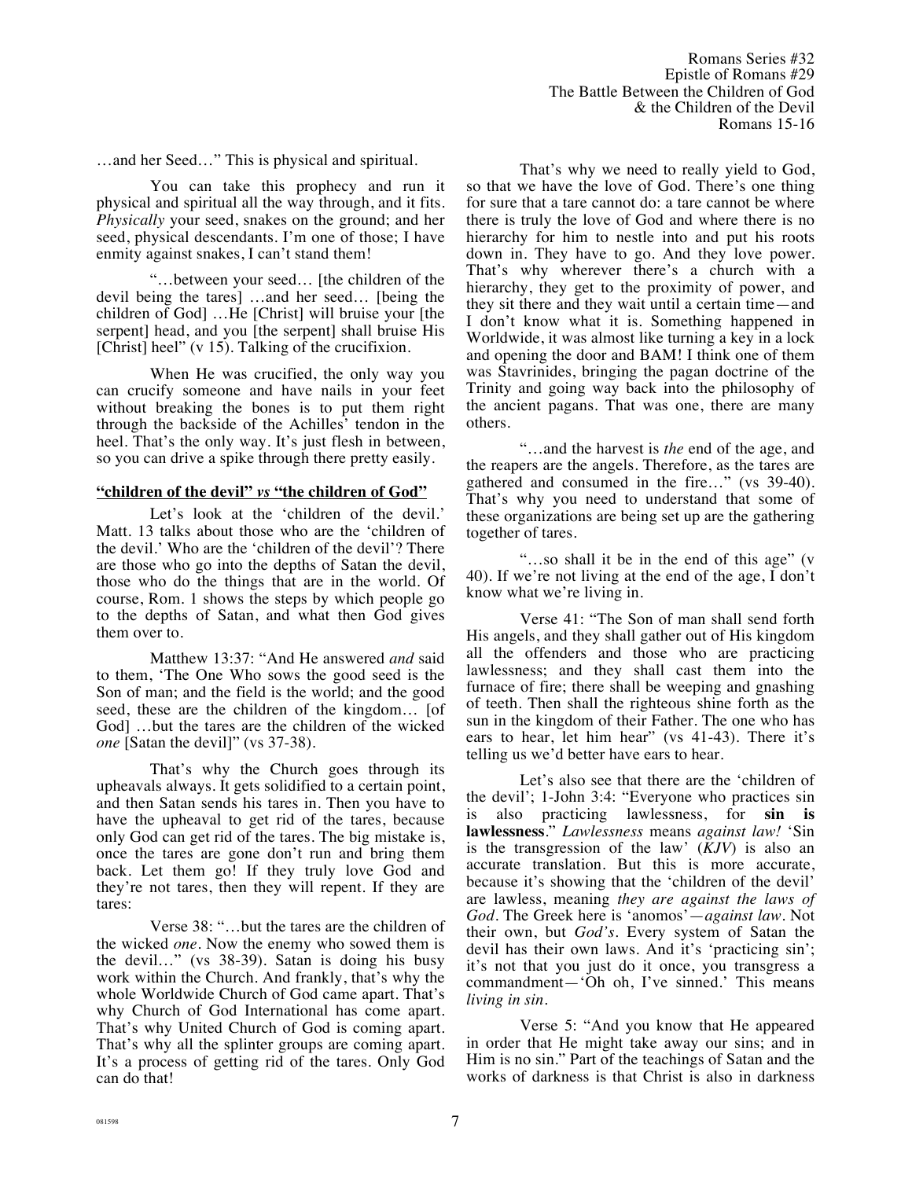…and her Seed…" This is physical and spiritual.

You can take this prophecy and run it physical and spiritual all the way through, and it fits. *Physically* your seed, snakes on the ground; and her seed, physical descendants. I'm one of those; I have enmity against snakes, I can't stand them!

"…between your seed… [the children of the devil being the tares] …and her seed… [being the children of God] …He [Christ] will bruise your [the serpent] head, and you [the serpent] shall bruise His [Christ] heel" (v 15). Talking of the crucifixion.

When He was crucified, the only way you can crucify someone and have nails in your feet without breaking the bones is to put them right through the backside of the Achilles' tendon in the heel. That's the only way. It's just flesh in between, so you can drive a spike through there pretty easily.

**"children of the devil"** ***vs*** **"the children of God"**

Let's look at the 'children of the devil.' Matt. 13 talks about those who are the 'children of the devil.' Who are the 'children of the devil'? There are those who go into the depths of Satan the devil, those who do the things that are in the world. Of course, Rom. 1 shows the steps by which people go to the depths of Satan, and what then God gives them over to.

Matthew 13:37: "And He answered *and* said to them, 'The One Who sows the good seed is the Son of man; and the field is the world; and the good seed, these are the children of the kingdom… [of God] …but the tares are the children of the wicked *one* [Satan the devil]" (vs 37-38).

That's why the Church goes through its upheavals always. It gets solidified to a certain point, and then Satan sends his tares in. Then you have to have the upheaval to get rid of the tares, because only God can get rid of the tares. The big mistake is, once the tares are gone don't run and bring them back. Let them go! If they truly love God and they're not tares, then they will repent. If they are tares:

Verse 38: "…but the tares are the children of the wicked *one*. Now the enemy who sowed them is the devil…" (vs 38-39). Satan is doing his busy work within the Church. And frankly, that's why the whole Worldwide Church of God came apart. That's why Church of God International has come apart. That's why United Church of God is coming apart. That's why all the splinter groups are coming apart. It's a process of getting rid of the tares. Only God can do that!

That's why we need to really yield to God, so that we have the love of God. There's one thing for sure that a tare cannot do: a tare cannot be where there is truly the love of God and where there is no hierarchy for him to nestle into and put his roots down in. They have to go. And they love power. That's why wherever there's a church with a hierarchy, they get to the proximity of power, and they sit there and they wait until a certain time—and I don't know what it is. Something happened in Worldwide, it was almost like turning a key in a lock and opening the door and BAM! I think one of them was Stavrinides, bringing the pagan doctrine of the Trinity and going way back into the philosophy of the ancient pagans. That was one, there are many others.

"…and the harvest is *the* end of the age, and the reapers are the angels. Therefore, as the tares are gathered and consumed in the fire…" (vs 39-40). That's why you need to understand that some of these organizations are being set up are the gathering together of tares.

"…so shall it be in the end of this age" (v 40). If we're not living at the end of the age, I don't know what we're living in.

Verse 41: "The Son of man shall send forth His angels, and they shall gather out of His kingdom all the offenders and those who are practicing lawlessness; and they shall cast them into the furnace of fire; there shall be weeping and gnashing of teeth. Then shall the righteous shine forth as the sun in the kingdom of their Father. The one who has ears to hear, let him hear" (vs 41-43). There it's telling us we'd better have ears to hear.

Let's also see that there are the 'children of the devil'; 1-John 3:4: "Everyone who practices sin is also practicing lawlessness, for **sin is lawlessness**." *Lawlessness* means *against law!* 'Sin is the transgression of the law' (*KJV*) is also an accurate translation. But this is more accurate, because it's showing that the 'children of the devil' are lawless, meaning *they are against the laws of God*. The Greek here is 'anomos'—*against law*. Not their own, but *God's*. Every system of Satan the devil has their own laws. And it's 'practicing sin'; it's not that you just do it once, you transgress a commandment—'Oh oh, I've sinned.' This means *living in sin*.

Verse 5: "And you know that He appeared in order that He might take away our sins; and in Him is no sin." Part of the teachings of Satan and the works of darkness is that Christ is also in darkness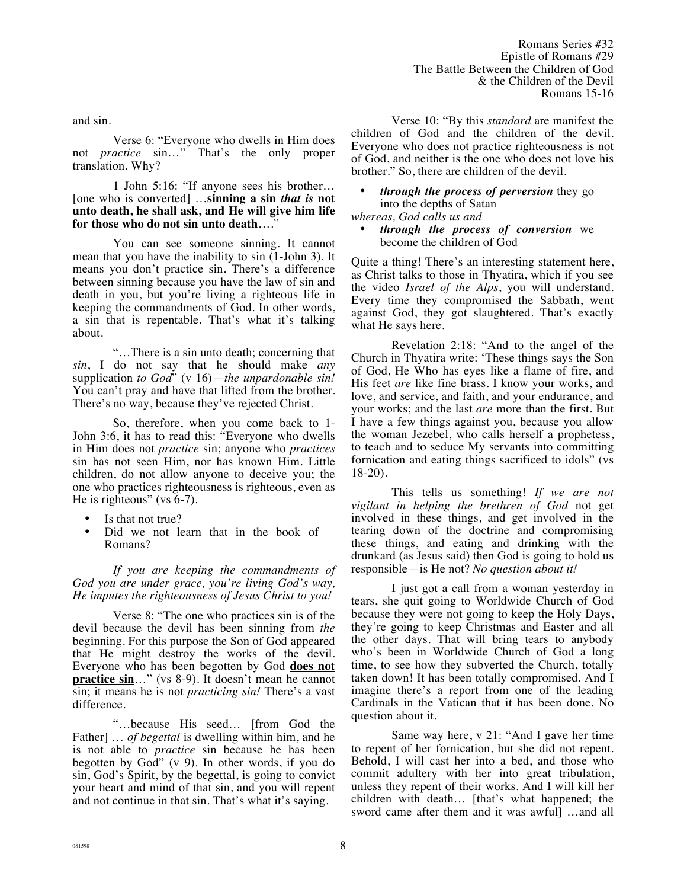and sin.

Verse 6: "Everyone who dwells in Him does not *practice* sin…" That's the only proper translation. Why?

1 John 5:16: "If anyone sees his brother… [one who is converted] …**sinning a sin *that is* not unto death, he shall ask, and He will give him life for those who do not sin unto death**…."

You can see someone sinning. It cannot mean that you have the inability to sin (1-John 3). It means you don't practice sin. There's a difference between sinning because you have the law of sin and death in you, but you're living a righteous life in keeping the commandments of God. In other words, a sin that is repentable. That's what it's talking about.

"…There is a sin unto death; concerning that *sin*, I do not say that he should make *any* supplication *to God*" (v 16)—*the unpardonable sin!* You can't pray and have that lifted from the brother. There's no way, because they've rejected Christ.

So, therefore, when you come back to 1-John 3:6, it has to read this: "Everyone who dwells in Him does not *practice* sin; anyone who *practices* sin has not seen Him, nor has known Him. Little children, do not allow anyone to deceive you; the one who practices righteousness is righteous, even as He is righteous" (vs 6-7).

- Is that not true?
- Did we not learn that in the book of Romans?

*If you are keeping the commandments of God you are under grace, you're living God's way, He imputes the righteousness of Jesus Christ to you!*

Verse 8: "The one who practices sin is of the devil because the devil has been sinning from *the* beginning. For this purpose the Son of God appeared that He might destroy the works of the devil. Everyone who has been begotten by God **<u>does not practice sin</u>**…" (vs 8-9). It doesn't mean he cannot sin; it means he is not *practicing sin!* There's a vast difference.

"…because His seed… [from God the Father] … *of begettal* is dwelling within him, and he is not able to *practice* sin because he has been begotten by God" (v 9). In other words, if you do sin, God's Spirit, by the begettal, is going to convict your heart and mind of that sin, and you will repent and not continue in that sin. That's what it's saying.

Verse 10: "By this *standard* are manifest the children of God and the children of the devil. Everyone who does not practice righteousness is not of God, and neither is the one who does not love his brother." So, there are children of the devil.

- ***through the process of perversion*** they go into the depths of Satan

*whereas, God calls us and*

- ***through the process of conversion*** we become the children of God

Quite a thing! There's an interesting statement here, as Christ talks to those in Thyatira, which if you see the video *Israel of the Alps*, you will understand. Every time they compromised the Sabbath, went against God, they got slaughtered. That's exactly what He says here.

Revelation 2:18: "And to the angel of the Church in Thyatira write: 'These things says the Son of God, He Who has eyes like a flame of fire, and His feet *are* like fine brass. I know your works, and love, and service, and faith, and your endurance, and your works; and the last *are* more than the first. But I have a few things against you, because you allow the woman Jezebel, who calls herself a prophetess, to teach and to seduce My servants into committing fornication and eating things sacrificed to idols" (vs 18-20).

This tells us something! *If we are not vigilant in helping the brethren of God* not get involved in these things, and get involved in the tearing down of the doctrine and compromising these things, and eating and drinking with the drunkard (as Jesus said) then God is going to hold us responsible—is He not? *No question about it!*

I just got a call from a woman yesterday in tears, she quit going to Worldwide Church of God because they were not going to keep the Holy Days, they're going to keep Christmas and Easter and all the other days. That will bring tears to anybody who's been in Worldwide Church of God a long time, to see how they subverted the Church, totally taken down! It has been totally compromised. And I imagine there's a report from one of the leading Cardinals in the Vatican that it has been done. No question about it.

Same way here, v 21: "And I gave her time to repent of her fornication, but she did not repent. Behold, I will cast her into a bed, and those who commit adultery with her into great tribulation, unless they repent of their works. And I will kill her children with death… [that's what happened; the sword came after them and it was awful] …and all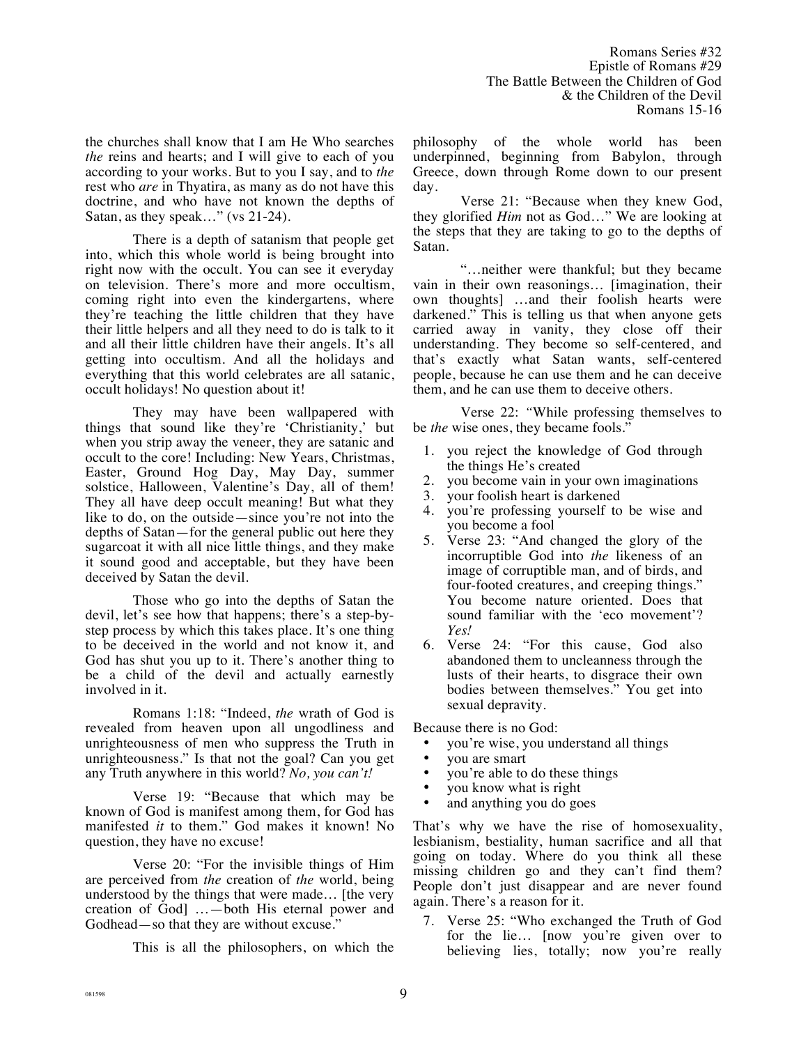the churches shall know that I am He Who searches *the* reins and hearts; and I will give to each of you according to your works. But to you I say, and to *the* rest who *are* in Thyatira, as many as do not have this doctrine, and who have not known the depths of Satan, as they speak…" (vs 21-24).

There is a depth of satanism that people get into, which this whole world is being brought into right now with the occult. You can see it everyday on television. There's more and more occultism, coming right into even the kindergartens, where they're teaching the little children that they have their little helpers and all they need to do is talk to it and all their little children have their angels. It's all getting into occultism. And all the holidays and everything that this world celebrates are all satanic, occult holidays! No question about it!

They may have been wallpapered with things that sound like they're 'Christianity,' but when you strip away the veneer, they are satanic and occult to the core! Including: New Years, Christmas, Easter, Ground Hog Day, May Day, summer solstice, Halloween, Valentine's Day, all of them! They all have deep occult meaning! But what they like to do, on the outside—since you're not into the depths of Satan—for the general public out here they sugarcoat it with all nice little things, and they make it sound good and acceptable, but they have been deceived by Satan the devil.

Those who go into the depths of Satan the devil, let's see how that happens; there's a step-by-step process by which this takes place. It's one thing to be deceived in the world and not know it, and God has shut you up to it. There's another thing to be a child of the devil and actually earnestly involved in it.

Romans 1:18: "Indeed, *the* wrath of God is revealed from heaven upon all ungodliness and unrighteousness of men who suppress the Truth in unrighteousness." Is that not the goal? Can you get any Truth anywhere in this world? *No, you can't!*

Verse 19: "Because that which may be known of God is manifest among them, for God has manifested *it* to them." God makes it known! No question, they have no excuse!

Verse 20: "For the invisible things of Him are perceived from *the* creation of *the* world, being understood by the things that were made… [the very creation of God] …—both His eternal power and Godhead—so that they are without excuse."

This is all the philosophers, on which the philosophy of the whole world has been underpinned, beginning from Babylon, through Greece, down through Rome down to our present day.

Verse 21: "Because when they knew God, they glorified *Him* not as God…" We are looking at the steps that they are taking to go to the depths of Satan.

"…neither were thankful; but they became vain in their own reasonings… [imagination, their own thoughts] …and their foolish hearts were darkened." This is telling us that when anyone gets carried away in vanity, they close off their understanding. They become so self-centered, and that's exactly what Satan wants, self-centered people, because he can use them and he can deceive them, and he can use them to deceive others.

Verse 22: "While professing themselves to be *the* wise ones, they became fools."

1. you reject the knowledge of God through the things He's created
2. you become vain in your own imaginations
3. your foolish heart is darkened
4. you're professing yourself to be wise and you become a fool
5. Verse 23: "And changed the glory of the incorruptible God into *the* likeness of an image of corruptible man, and of birds, and four-footed creatures, and creeping things." You become nature oriented. Does that sound familiar with the 'eco movement'? *Yes!*
6. Verse 24: "For this cause, God also abandoned them to uncleanness through the lusts of their hearts, to disgrace their own bodies between themselves." You get into sexual depravity.

Because there is no God:

- you're wise, you understand all things
- you are smart
- you're able to do these things
- you know what is right
- and anything you do goes

That's why we have the rise of homosexuality, lesbianism, bestiality, human sacrifice and all that going on today. Where do you think all these missing children go and they can't find them? People don't just disappear and are never found again. There's a reason for it.

7. Verse 25: "Who exchanged the Truth of God for the lie… [now you're given over to believing lies, totally; now you're really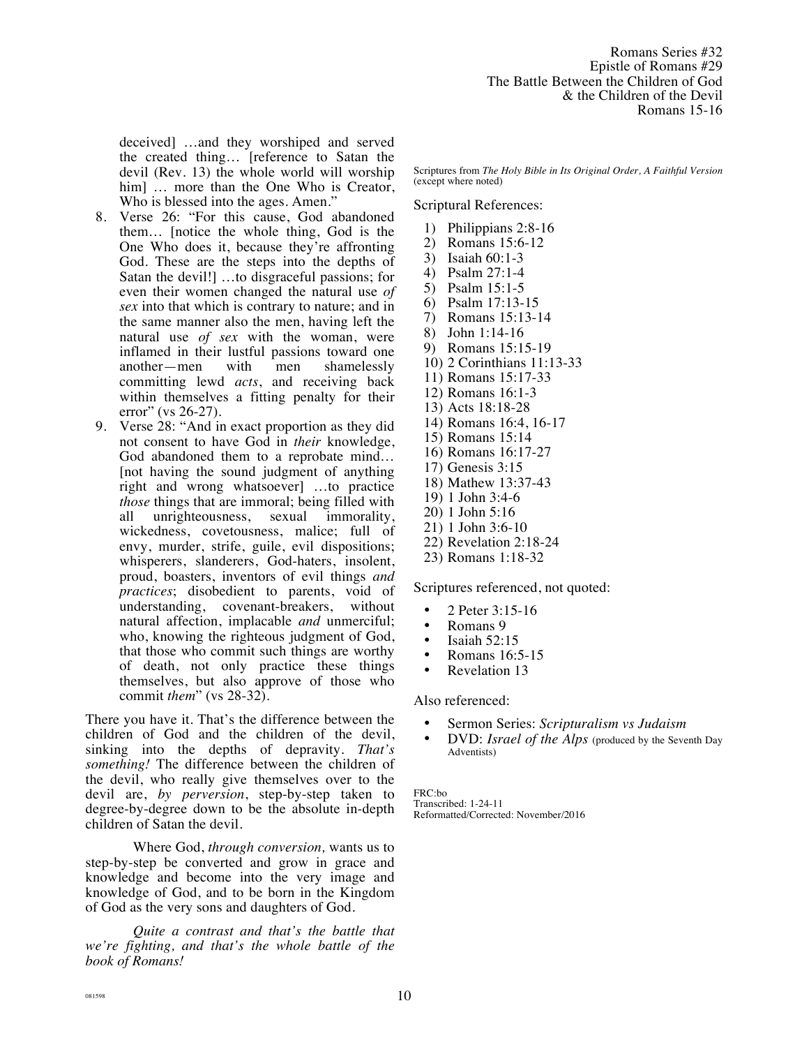deceived] …and they worshiped and served the created thing… [reference to Satan the devil (Rev. 13) the whole world will worship him] … more than the One Who is Creator, Who is blessed into the ages. Amen."

8. Verse 26: "For this cause, God abandoned them… [notice the whole thing, God is the One Who does it, because they're affronting God. These are the steps into the depths of Satan the devil!] …to disgraceful passions; for even their women changed the natural use *of sex* into that which is contrary to nature; and in the same manner also the men, having left the natural use *of sex* with the woman, were inflamed in their lustful passions toward one another—men with men shamelessly committing lewd *acts*, and receiving back within themselves a fitting penalty for their error" (vs 26-27).
9. Verse 28: "And in exact proportion as they did not consent to have God in *their* knowledge, God abandoned them to a reprobate mind… [not having the sound judgment of anything right and wrong whatsoever] …to practice *those* things that are immoral; being filled with all unrighteousness, sexual immorality, wickedness, covetousness, malice; full of envy, murder, strife, guile, evil dispositions; whisperers, slanderers, God-haters, insolent, proud, boasters, inventors of evil things *and practices*; disobedient to parents, void of understanding, covenant-breakers, without natural affection, implacable *and* unmerciful; who, knowing the righteous judgment of God, that those who commit such things are worthy of death, not only practice these things themselves, but also approve of those who commit *them*" (vs 28-32).

There you have it. That's the difference between the children of God and the children of the devil, sinking into the depths of depravity. *That's something!* The difference between the children of the devil, who really give themselves over to the devil are, *by perversion*, step-by-step taken to degree-by-degree down to be the absolute in-depth children of Satan the devil.

Where God, *through conversion,* wants us to step-by-step be converted and grow in grace and knowledge and become into the very image and knowledge of God, and to be born in the Kingdom of God as the very sons and daughters of God.

*Quite a contrast and that's the battle that we're fighting, and that's the whole battle of the book of Romans!*

Scriptures from *The Holy Bible in Its Original Order, A Faithful Version* (except where noted)

Scriptural References:

1) Philippians 2:8-16
2) Romans 15:6-12
3) Isaiah 60:1-3
4) Psalm 27:1-4
5) Psalm 15:1-5
6) Psalm 17:13-15
7) Romans 15:13-14
8) John 1:14-16
9) Romans 15:15-19
10) 2 Corinthians 11:13-33
11) Romans 15:17-33
12) Romans 16:1-3
13) Acts 18:18-28
14) Romans 16:4, 16-17
15) Romans 15:14
16) Romans 16:17-27
17) Genesis 3:15
18) Mathew 13:37-43
19) 1 John 3:4-6
20) 1 John 5:16
21) 1 John 3:6-10
22) Revelation 2:18-24
23) Romans 1:18-32

Scriptures referenced, not quoted:

- 2 Peter 3:15-16
- Romans 9
- Isaiah 52:15
- Romans 16:5-15
- Revelation 13

Also referenced:

- Sermon Series: *Scripturalism vs Judaism*
- DVD: *Israel of the Alps* (produced by the Seventh Day Adventists)

FRC:bo
Transcribed: 1-24-11
Reformatted/Corrected: November/2016